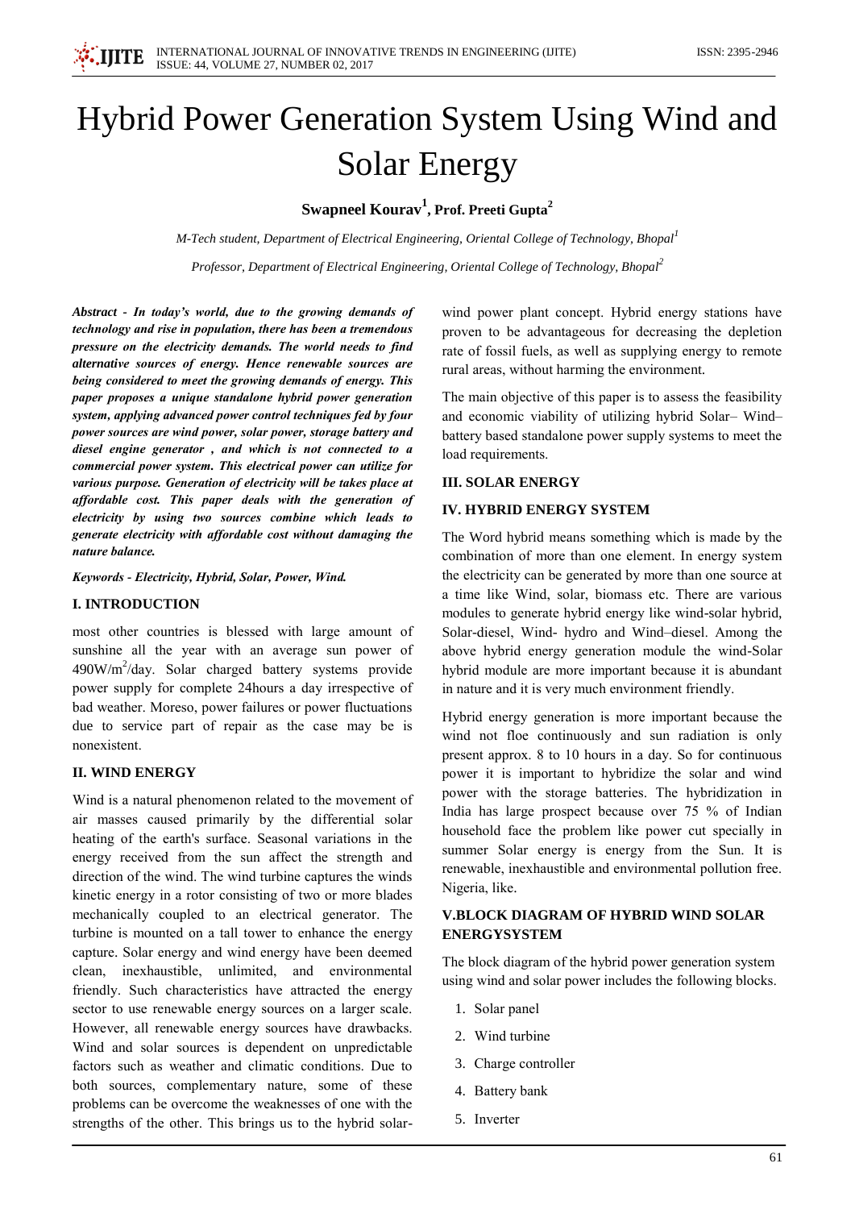# Hybrid Power Generation System Using Wind and Solar Energy

**Swapneel Kourav[1], Prof. Preeti Gupta[2]**

*M-Tech student, Department of Electrical Engineering, Oriental College of Technology, Bhopal[1]*

*Professor, Department of Electrical Engineering, Oriental College of Technology, Bhopal[2]*

***Abstract - In today's world, due to the growing demands of technology and rise in population, there has been a tremendous pressure on the electricity demands. The world needs to find alternative sources of energy. Hence renewable sources are being considered to meet the growing demands of energy. This paper proposes a unique standalone hybrid power generation system, applying advanced power control techniques fed by four power sources are wind power, solar power, storage battery and diesel engine generator , and which is not connected to a commercial power system. This electrical power can utilize for various purpose. Generation of electricity will be takes place at affordable cost. This paper deals with the generation of electricity by using two sources combine which leads to generate electricity with affordable cost without damaging the nature balance.***

***Keywords - Electricity, Hybrid, Solar, Power, Wind.***

## I. INTRODUCTION

most other countries is blessed with large amount of sunshine all the year with an average sun power of 490W/m$^2$/day. Solar charged battery systems provide power supply for complete 24hours a day irrespective of bad weather. Moreso, power failures or power fluctuations due to service part of repair as the case may be is nonexistent.

## II. WIND ENERGY

Wind is a natural phenomenon related to the movement of air masses caused primarily by the differential solar heating of the earth's surface. Seasonal variations in the energy received from the sun affect the strength and direction of the wind. The wind turbine captures the winds kinetic energy in a rotor consisting of two or more blades mechanically coupled to an electrical generator. The turbine is mounted on a tall tower to enhance the energy capture. Solar energy and wind energy have been deemed clean, inexhaustible, unlimited, and environmental friendly. Such characteristics have attracted the energy sector to use renewable energy sources on a larger scale. However, all renewable energy sources have drawbacks. Wind and solar sources is dependent on unpredictable factors such as weather and climatic conditions. Due to both sources, complementary nature, some of these problems can be overcome the weaknesses of one with the strengths of the other. This brings us to the hybrid solar-wind power plant concept. Hybrid energy stations have proven to be advantageous for decreasing the depletion rate of fossil fuels, as well as supplying energy to remote rural areas, without harming the environment.

The main objective of this paper is to assess the feasibility and economic viability of utilizing hybrid Solar– Wind–battery based standalone power supply systems to meet the load requirements.

## III. SOLAR ENERGY

## IV. HYBRID ENERGY SYSTEM

The Word hybrid means something which is made by the combination of more than one element. In energy system the electricity can be generated by more than one source at a time like Wind, solar, biomass etc. There are various modules to generate hybrid energy like wind-solar hybrid, Solar-diesel, Wind- hydro and Wind–diesel. Among the above hybrid energy generation module the wind-Solar hybrid module are more important because it is abundant in nature and it is very much environment friendly.

Hybrid energy generation is more important because the wind not floe continuously and sun radiation is only present approx. 8 to 10 hours in a day. So for continuous power it is important to hybridize the solar and wind power with the storage batteries. The hybridization in India has large prospect because over 75 % of Indian household face the problem like power cut specially in summer Solar energy is energy from the Sun. It is renewable, inexhaustible and environmental pollution free. Nigeria, like.

## V.BLOCK DIAGRAM OF HYBRID WIND SOLAR ENERGYSYSTEM

The block diagram of the hybrid power generation system using wind and solar power includes the following blocks.

1. Solar panel
2. Wind turbine
3. Charge controller
4. Battery bank
5. Inverter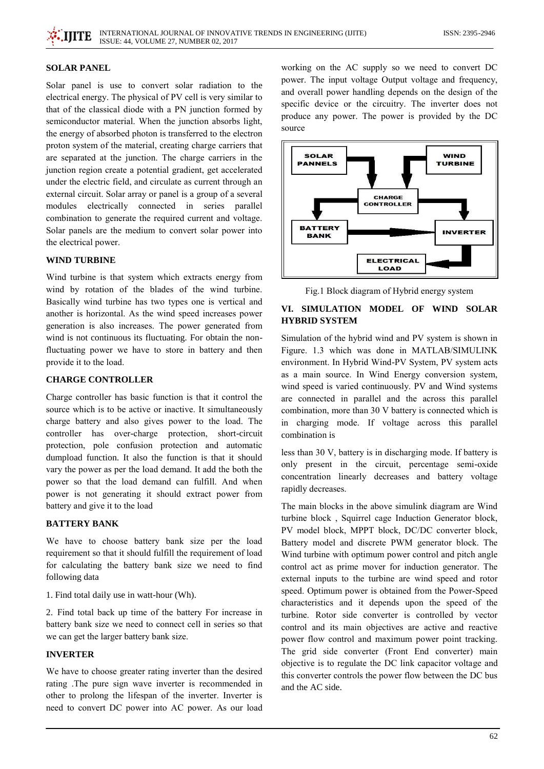## SOLAR PANEL

Solar panel is use to convert solar radiation to the electrical energy. The physical of PV cell is very similar to that of the classical diode with a PN junction formed by semiconductor material. When the junction absorbs light, the energy of absorbed photon is transferred to the electron proton system of the material, creating charge carriers that are separated at the junction. The charge carriers in the junction region create a potential gradient, get accelerated under the electric field, and circulate as current through an external circuit. Solar array or panel is a group of a several modules electrically connected in series parallel combination to generate the required current and voltage. Solar panels are the medium to convert solar power into the electrical power.

## WIND TURBINE

Wind turbine is that system which extracts energy from wind by rotation of the blades of the wind turbine. Basically wind turbine has two types one is vertical and another is horizontal. As the wind speed increases power generation is also increases. The power generated from wind is not continuous its fluctuating. For obtain the non-fluctuating power we have to store in battery and then provide it to the load.

## CHARGE CONTROLLER

Charge controller has basic function is that it control the source which is to be active or inactive. It simultaneously charge battery and also gives power to the load. The controller has over-charge protection, short-circuit protection, pole confusion protection and automatic dumpload function. It also the function is that it should vary the power as per the load demand. It add the both the power so that the load demand can fulfill. And when power is not generating it should extract power from battery and give it to the load

## BATTERY BANK

We have to choose battery bank size per the load requirement so that it should fulfill the requirement of load for calculating the battery bank size we need to find following data

1. Find total daily use in watt-hour (Wh).

2. Find total back up time of the battery For increase in battery bank size we need to connect cell in series so that we can get the larger battery bank size.

## INVERTER

We have to choose greater rating inverter than the desired rating .The pure sign wave inverter is recommended in other to prolong the lifespan of the inverter. Inverter is need to convert DC power into AC power. As our load working on the AC supply so we need to convert DC power. The input voltage Output voltage and frequency, and overall power handling depends on the design of the specific device or the circuitry. The inverter does not produce any power. The power is provided by the DC source

SOLAR PANNELS | WIND TURBINE | CHARGE CONTROLLER | BATTERY BANK | INVERTER | ELECTRICAL LOAD

Fig.1 Block diagram of Hybrid energy system

## VI. SIMULATION MODEL OF WIND SOLAR HYBRID SYSTEM

Simulation of the hybrid wind and PV system is shown in Figure. 1.3 which was done in MATLAB/SIMULINK environment. In Hybrid Wind-PV System, PV system acts as a main source. In Wind Energy conversion system, wind speed is varied continuously. PV and Wind systems are connected in parallel and the across this parallel combination, more than 30 V battery is connected which is in charging mode. If voltage across this parallel combination is less than 30 V, battery is in discharging mode. If battery is only present in the circuit, percentage semi-oxide concentration linearly decreases and battery voltage rapidly decreases.

The main blocks in the above simulink diagram are Wind turbine block , Squirrel cage Induction Generator block, PV model block, MPPT block, DC/DC converter block, Battery model and discrete PWM generator block. The Wind turbine with optimum power control and pitch angle control act as prime mover for induction generator. The external inputs to the turbine are wind speed and rotor speed. Optimum power is obtained from the Power-Speed characteristics and it depends upon the speed of the turbine. Rotor side converter is controlled by vector control and its main objectives are active and reactive power flow control and maximum power point tracking. The grid side converter (Front End converter) main objective is to regulate the DC link capacitor voltage and this converter controls the power flow between the DC bus and the AC side.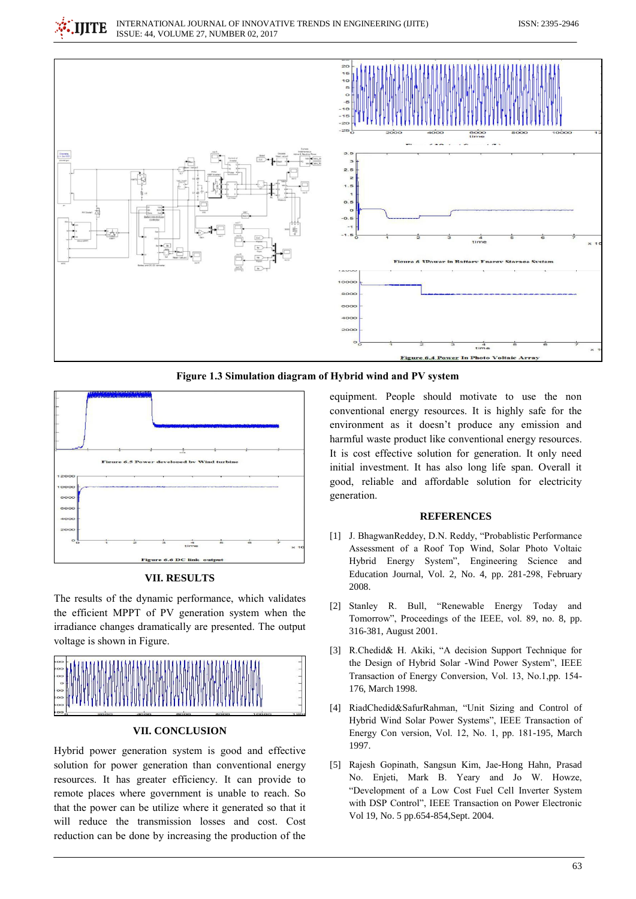**Figure 1.3 Simulation diagram of Hybrid wind and PV system**

Figure 6.5 Power developed by Wind turbine

Figure 6.6 DC link output

## VII. RESULTS

The results of the dynamic performance, which validates the efficient MPPT of PV generation system when the irradiance changes dramatically are presented. The output voltage is shown in Figure.

## VII. CONCLUSION

Hybrid power generation system is good and effective solution for power generation than conventional energy resources. It has greater efficiency. It can provide to remote places where government is unable to reach. So that the power can be utilize where it generated so that it will reduce the transmission losses and cost. Cost reduction can be done by increasing the production of the equipment. People should motivate to use the non conventional energy resources. It is highly safe for the environment as it doesn't produce any emission and harmful waste product like conventional energy resources. It is cost effective solution for generation. It only need initial investment. It has also long life span. Overall it good, reliable and affordable solution for electricity generation.

## REFERENCES

[1] J. BhagwanReddey, D.N. Reddy, "Probablistic Performance Assessment of a Roof Top Wind, Solar Photo Voltaic Hybrid Energy System", Engineering Science and Education Journal, Vol. 2, No. 4, pp. 281-298, February 2008.

[2] Stanley R. Bull, "Renewable Energy Today and Tomorrow", Proceedings of the IEEE, vol. 89, no. 8, pp. 316-381, August 2001.

[3] R.Chedid& H. Akiki, "A decision Support Technique for the Design of Hybrid Solar -Wind Power System", IEEE Transaction of Energy Conversion, Vol. 13, No.1,pp. 154-176, March 1998.

[4] RiadChedid&SafurRahman, "Unit Sizing and Control of Hybrid Wind Solar Power Systems", IEEE Transaction of Energy Con version, Vol. 12, No. 1, pp. 181-195, March 1997.

[5] Rajesh Gopinath, Sangsun Kim, Jae-Hong Hahn, Prasad No. Enjeti, Mark B. Yeary and Jo W. Howze, "Development of a Low Cost Fuel Cell Inverter System with DSP Control", IEEE Transaction on Power Electronic Vol 19, No. 5 pp.654-854,Sept. 2004.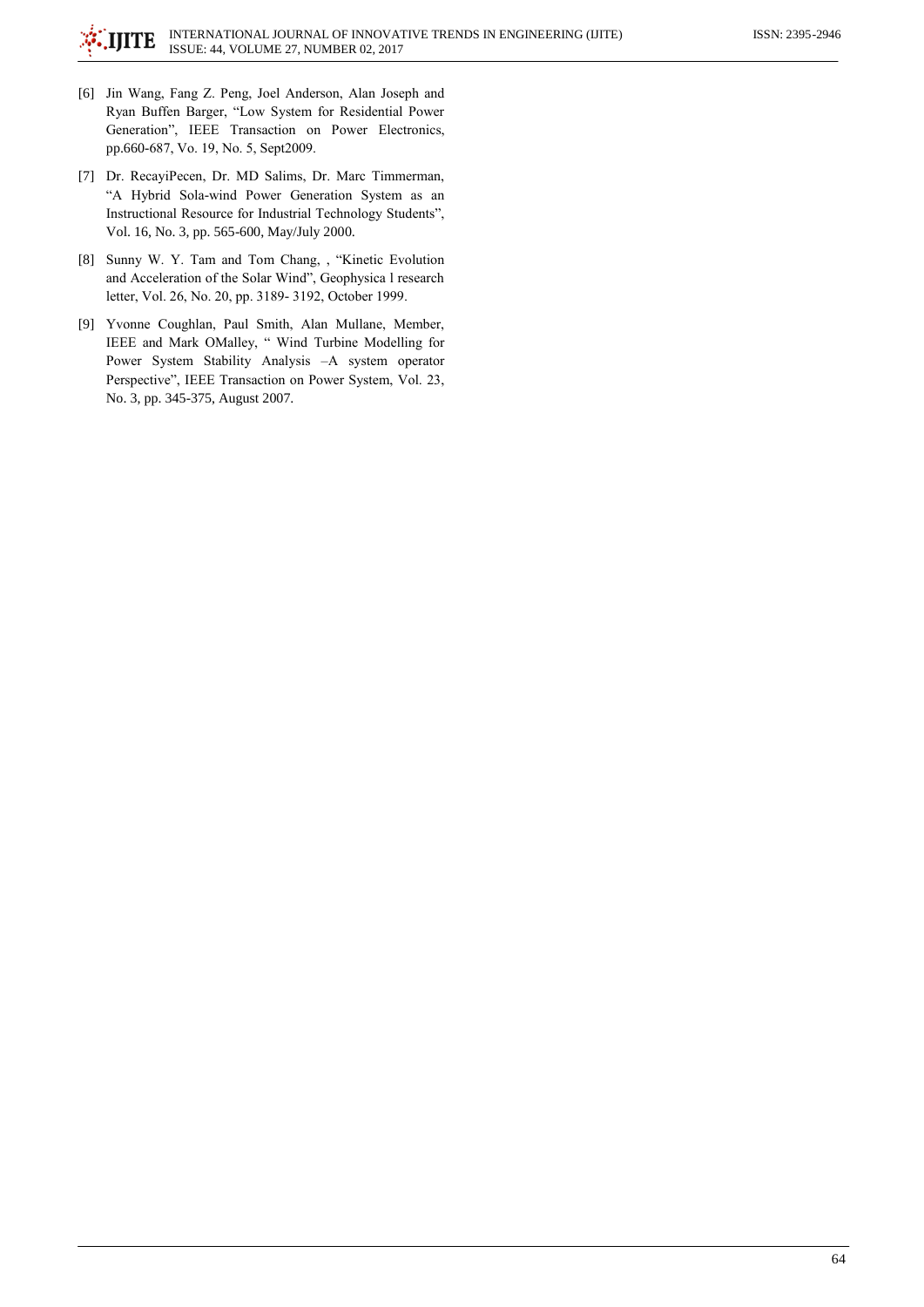[6] Jin Wang, Fang Z. Peng, Joel Anderson, Alan Joseph and Ryan Buffen Barger, "Low System for Residential Power Generation", IEEE Transaction on Power Electronics, pp.660-687, Vo. 19, No. 5, Sept2009.

[7] Dr. RecayiPecen, Dr. MD Salims, Dr. Marc Timmerman, "A Hybrid Sola-wind Power Generation System as an Instructional Resource for Industrial Technology Students", Vol. 16, No. 3, pp. 565-600, May/July 2000.

[8] Sunny W. Y. Tam and Tom Chang, , "Kinetic Evolution and Acceleration of the Solar Wind", Geophysica l research letter, Vol. 26, No. 20, pp. 3189- 3192, October 1999.

[9] Yvonne Coughlan, Paul Smith, Alan Mullane, Member, IEEE and Mark OMalley, " Wind Turbine Modelling for Power System Stability Analysis –A system operator Perspective", IEEE Transaction on Power System, Vol. 23, No. 3, pp. 345-375, August 2007.